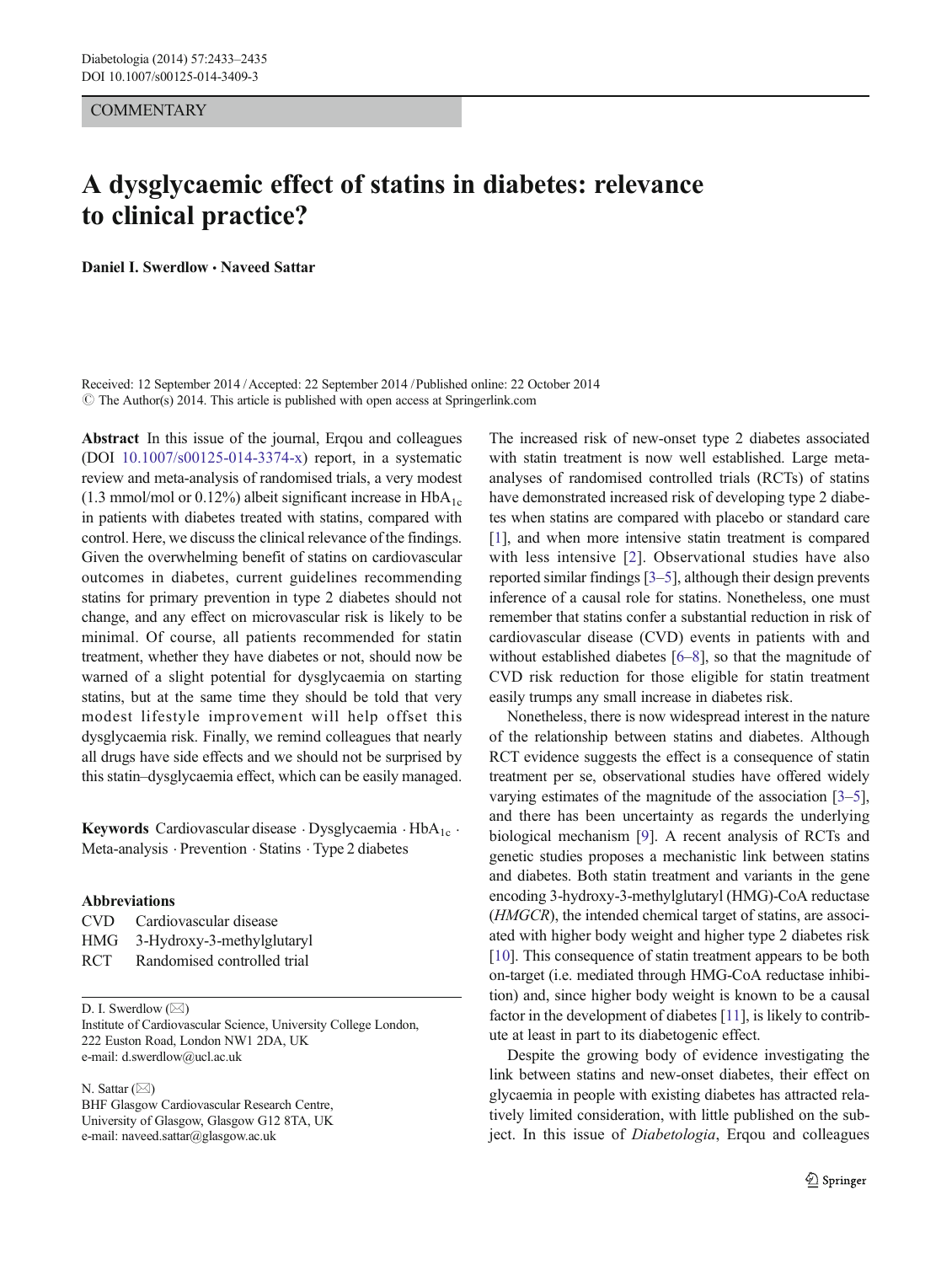COMMENTARY

# A dysglycaemic effect of statins in diabetes: relevance to clinical practice?

**Daniel I. Swerdlow · Naveed Sattar**

Received: 12 September 2014 / Accepted: 22 September 2014 / Published online: 22 October 2014
© The Author(s) 2014. This article is published with open access at Springerlink.com

**Abstract** In this issue of the journal, Erqou and colleagues (DOI 10.1007/s00125-014-3374-x) report, in a systematic review and meta-analysis of randomised trials, a very modest (1.3 mmol/mol or 0.12%) albeit significant increase in $HbA_{1c}$ in patients with diabetes treated with statins, compared with control. Here, we discuss the clinical relevance of the findings. Given the overwhelming benefit of statins on cardiovascular outcomes in diabetes, current guidelines recommending statins for primary prevention in type 2 diabetes should not change, and any effect on microvascular risk is likely to be minimal. Of course, all patients recommended for statin treatment, whether they have diabetes or not, should now be warned of a slight potential for dysglycaemia on starting statins, but at the same time they should be told that very modest lifestyle improvement will help offset this dysglycaemia risk. Finally, we remind colleagues that nearly all drugs have side effects and we should not be surprised by this statin–dysglycaemia effect, which can be easily managed.

**Keywords** Cardiovascular disease · Dysglycaemia · $HbA_{1c}$ · Meta-analysis · Prevention · Statins · Type 2 diabetes

**Abbreviations**

| | |
|---|---|
| CVD | Cardiovascular disease |
| HMG | 3-Hydroxy-3-methylglutaryl |
| RCT | Randomised controlled trial |

D. I. Swerdlow (✉)
Institute of Cardiovascular Science, University College London, 222 Euston Road, London NW1 2DA, UK
e-mail: d.swerdlow@ucl.ac.uk

N. Sattar (✉)
BHF Glasgow Cardiovascular Research Centre, University of Glasgow, Glasgow G12 8TA, UK
e-mail: naveed.sattar@glasgow.ac.uk

The increased risk of new-onset type 2 diabetes associated with statin treatment is now well established. Large meta-analyses of randomised controlled trials (RCTs) of statins have demonstrated increased risk of developing type 2 diabetes when statins are compared with placebo or standard care [1], and when more intensive statin treatment is compared with less intensive [2]. Observational studies have also reported similar findings [3–5], although their design prevents inference of a causal role for statins. Nonetheless, one must remember that statins confer a substantial reduction in risk of cardiovascular disease (CVD) events in patients with and without established diabetes [6–8], so that the magnitude of CVD risk reduction for those eligible for statin treatment easily trumps any small increase in diabetes risk.

Nonetheless, there is now widespread interest in the nature of the relationship between statins and diabetes. Although RCT evidence suggests the effect is a consequence of statin treatment per se, observational studies have offered widely varying estimates of the magnitude of the association [3–5], and there has been uncertainty as regards the underlying biological mechanism [9]. A recent analysis of RCTs and genetic studies proposes a mechanistic link between statins and diabetes. Both statin treatment and variants in the gene encoding 3-hydroxy-3-methylglutaryl (HMG)-CoA reductase (*HMGCR*), the intended chemical target of statins, are associated with higher body weight and higher type 2 diabetes risk [10]. This consequence of statin treatment appears to be both on-target (i.e. mediated through HMG-CoA reductase inhibition) and, since higher body weight is known to be a causal factor in the development of diabetes [11], is likely to contribute at least in part to its diabetogenic effect.

Despite the growing body of evidence investigating the link between statins and new-onset diabetes, their effect on glycaemia in people with existing diabetes has attracted relatively limited consideration, with little published on the subject. In this issue of *Diabetologia*, Erqou and colleagues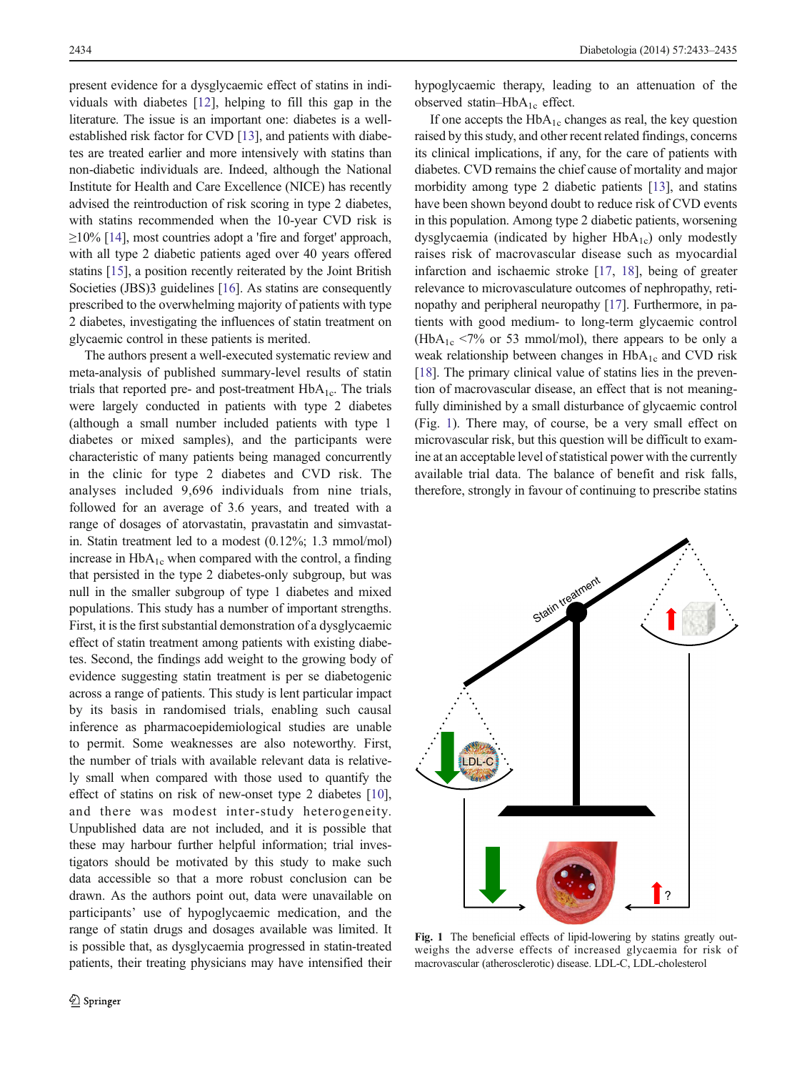present evidence for a dysglycaemic effect of statins in individuals with diabetes [12], helping to fill this gap in the literature. The issue is an important one: diabetes is a well-established risk factor for CVD [13], and patients with diabetes are treated earlier and more intensively with statins than non-diabetic individuals are. Indeed, although the National Institute for Health and Care Excellence (NICE) has recently advised the reintroduction of risk scoring in type 2 diabetes, with statins recommended when the 10-year CVD risk is ≥10% [14], most countries adopt a 'fire and forget' approach, with all type 2 diabetic patients aged over 40 years offered statins [15], a position recently reiterated by the Joint British Societies (JBS)3 guidelines [16]. As statins are consequently prescribed to the overwhelming majority of patients with type 2 diabetes, investigating the influences of statin treatment on glycaemic control in these patients is merited.

The authors present a well-executed systematic review and meta-analysis of published summary-level results of statin trials that reported pre- and post-treatment $HbA_{1c}$. The trials were largely conducted in patients with type 2 diabetes (although a small number included patients with type 1 diabetes or mixed samples), and the participants were characteristic of many patients being managed concurrently in the clinic for type 2 diabetes and CVD risk. The analyses included 9,696 individuals from nine trials, followed for an average of 3.6 years, and treated with a range of dosages of atorvastatin, pravastatin and simvastatin. Statin treatment led to a modest (0.12%; 1.3 mmol/mol) increase in $HbA_{1c}$ when compared with the control, a finding that persisted in the type 2 diabetes-only subgroup, but was null in the smaller subgroup of type 1 diabetes and mixed populations. This study has a number of important strengths. First, it is the first substantial demonstration of a dysglycaemic effect of statin treatment among patients with existing diabetes. Second, the findings add weight to the growing body of evidence suggesting statin treatment is per se diabetogenic across a range of patients. This study is lent particular impact by its basis in randomised trials, enabling such causal inference as pharmacoepidemiological studies are unable to permit. Some weaknesses are also noteworthy. First, the number of trials with available relevant data is relatively small when compared with those used to quantify the effect of statins on risk of new-onset type 2 diabetes [10], and there was modest inter-study heterogeneity. Unpublished data are not included, and it is possible that these may harbour further helpful information; trial investigators should be motivated by this study to make such data accessible so that a more robust conclusion can be drawn. As the authors point out, data were unavailable on participants' use of hypoglycaemic medication, and the range of statin drugs and dosages available was limited. It is possible that, as dysglycaemia progressed in statin-treated patients, their treating physicians may have intensified their hypoglycaemic therapy, leading to an attenuation of the observed statin–$HbA_{1c}$ effect.

If one accepts the $HbA_{1c}$ changes as real, the key question raised by this study, and other recent related findings, concerns its clinical implications, if any, for the care of patients with diabetes. CVD remains the chief cause of mortality and major morbidity among type 2 diabetic patients [13], and statins have been shown beyond doubt to reduce risk of CVD events in this population. Among type 2 diabetic patients, worsening dysglycaemia (indicated by higher $HbA_{1c}$) only modestly raises risk of macrovascular disease such as myocardial infarction and ischaemic stroke [17, 18], being of greater relevance to microvasculature outcomes of nephropathy, retinopathy and peripheral neuropathy [17]. Furthermore, in patients with good medium- to long-term glycaemic control ($HbA_{1c}$ <7% or 53 mmol/mol), there appears to be only a weak relationship between changes in $HbA_{1c}$ and CVD risk [18]. The primary clinical value of statins lies in the prevention of macrovascular disease, an effect that is not meaningfully diminished by a small disturbance of glycaemic control (Fig. 1). There may, of course, be a very small effect on microvascular risk, but this question will be difficult to examine at an acceptable level of statistical power with the currently available trial data. The balance of benefit and risk falls, therefore, strongly in favour of continuing to prescribe statins

**Fig. 1** The beneficial effects of lipid-lowering by statins greatly outweighs the adverse effects of increased glycaemia for risk of macrovascular (atherosclerotic) disease. LDL-C, LDL-cholesterol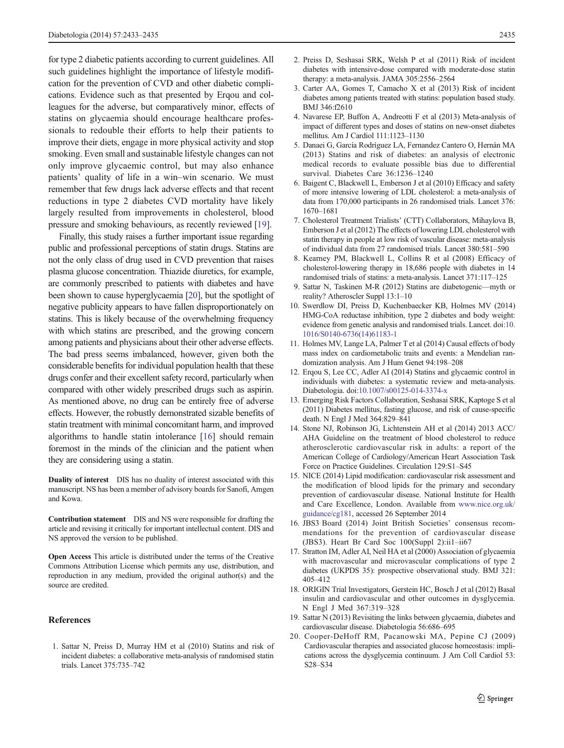for type 2 diabetic patients according to current guidelines. All such guidelines highlight the importance of lifestyle modification for the prevention of CVD and other diabetic complications. Evidence such as that presented by Erqou and colleagues for the adverse, but comparatively minor, effects of statins on glycaemia should encourage healthcare professionals to redouble their efforts to help their patients to improve their diets, engage in more physical activity and stop smoking. Even small and sustainable lifestyle changes can not only improve glycaemic control, but may also enhance patients' quality of life in a win–win scenario. We must remember that few drugs lack adverse effects and that recent reductions in type 2 diabetes CVD mortality have likely largely resulted from improvements in cholesterol, blood pressure and smoking behaviours, as recently reviewed [19].

Finally, this study raises a further important issue regarding public and professional perceptions of statin drugs. Statins are not the only class of drug used in CVD prevention that raises plasma glucose concentration. Thiazide diuretics, for example, are commonly prescribed to patients with diabetes and have been shown to cause hyperglycaemia [20], but the spotlight of negative publicity appears to have fallen disproportionately on statins. This is likely because of the overwhelming frequency with which statins are prescribed, and the growing concern among patients and physicians about their other adverse effects. The bad press seems imbalanced, however, given both the considerable benefits for individual population health that these drugs confer and their excellent safety record, particularly when compared with other widely prescribed drugs such as aspirin. As mentioned above, no drug can be entirely free of adverse effects. However, the robustly demonstrated sizable benefits of statin treatment with minimal concomitant harm, and improved algorithms to handle statin intolerance [16] should remain foremost in the minds of the clinician and the patient when they are considering using a statin.

**Duality of interest** DIS has no duality of interest associated with this manuscript. NS has been a member of advisory boards for Sanofi, Amgen and Kowa.

**Contribution statement** DIS and NS were responsible for drafting the article and revising it critically for important intellectual content. DIS and NS approved the version to be published.

**Open Access** This article is distributed under the terms of the Creative Commons Attribution License which permits any use, distribution, and reproduction in any medium, provided the original author(s) and the source are credited.

## References

1. Sattar N, Preiss D, Murray HM et al (2010) Statins and risk of incident diabetes: a collaborative meta-analysis of randomised statin trials. Lancet 375:735–742
2. Preiss D, Seshasai SRK, Welsh P et al (2011) Risk of incident diabetes with intensive-dose compared with moderate-dose statin therapy: a meta-analysis. JAMA 305:2556–2564
3. Carter AA, Gomes T, Camacho X et al (2013) Risk of incident diabetes among patients treated with statins: population based study. BMJ 346:f2610
4. Navarese EP, Buffon A, Andreotti F et al (2013) Meta-analysis of impact of different types and doses of statins on new-onset diabetes mellitus. Am J Cardiol 111:1123–1130
5. Danaei G, García Rodríguez LA, Fernandez Cantero O, Hernán MA (2013) Statins and risk of diabetes: an analysis of electronic medical records to evaluate possible bias due to differential survival. Diabetes Care 36:1236–1240
6. Baigent C, Blackwell L, Emberson J et al (2010) Efficacy and safety of more intensive lowering of LDL cholesterol: a meta-analysis of data from 170,000 participants in 26 randomised trials. Lancet 376: 1670–1681
7. Cholesterol Treatment Trialists' (CTT) Collaborators, Mihaylova B, Emberson J et al (2012) The effects of lowering LDL cholesterol with statin therapy in people at low risk of vascular disease: meta-analysis of individual data from 27 randomised trials. Lancet 380:581–590
8. Kearney PM, Blackwell L, Collins R et al (2008) Efficacy of cholesterol-lowering therapy in 18,686 people with diabetes in 14 randomised trials of statins: a meta-analysis. Lancet 371:117–125
9. Sattar N, Taskinen M-R (2012) Statins are diabetogenic—myth or reality? Atheroscler Suppl 13:1–10
10. Swerdlow DI, Preiss D, Kuchenbaecker KB, Holmes MV (2014) HMG-CoA reductase inhibition, type 2 diabetes and body weight: evidence from genetic analysis and randomised trials. Lancet. doi:10.1016/S0140-6736(14)61183-1
11. Holmes MV, Lange LA, Palmer T et al (2014) Causal effects of body mass index on cardiometabolic traits and events: a Mendelian randomization analysis. Am J Hum Genet 94:198–208
12. Erqou S, Lee CC, Adler AI (2014) Statins and glycaemic control in individuals with diabetes: a systematic review and meta-analysis. Diabetologia. doi:10.1007/s00125-014-3374-x
13. Emerging Risk Factors Collaboration, Seshasai SRK, Kaptoge S et al (2011) Diabetes mellitus, fasting glucose, and risk of cause-specific death. N Engl J Med 364:829–841
14. Stone NJ, Robinson JG, Lichtenstein AH et al (2014) 2013 ACC/AHA Guideline on the treatment of blood cholesterol to reduce atherosclerotic cardiovascular risk in adults: a report of the American College of Cardiology/American Heart Association Task Force on Practice Guidelines. Circulation 129:S1–S45
15. NICE (2014) Lipid modification: cardiovascular risk assessment and the modification of blood lipids for the primary and secondary prevention of cardiovascular disease. National Institute for Health and Care Excellence, London. Available from www.nice.org.uk/guidance/cg181, accessed 26 September 2014
16. JBS3 Board (2014) Joint British Societies' consensus recommendations for the prevention of cardiovascular disease (JBS3). Heart Br Card Soc 100(Suppl 2):ii1–ii67
17. Stratton IM, Adler AI, Neil HA et al (2000) Association of glycaemia with macrovascular and microvascular complications of type 2 diabetes (UKPDS 35): prospective observational study. BMJ 321: 405–412
18. ORIGIN Trial Investigators, Gerstein HC, Bosch J et al (2012) Basal insulin and cardiovascular and other outcomes in dysglycemia. N Engl J Med 367:319–328
19. Sattar N (2013) Revisiting the links between glycaemia, diabetes and cardiovascular disease. Diabetologia 56:686–695
20. Cooper-DeHoff RM, Pacanowski MA, Pepine CJ (2009) Cardiovascular therapies and associated glucose homeostasis: implications across the dysglycemia continuum. J Am Coll Cardiol 53: S28–S34